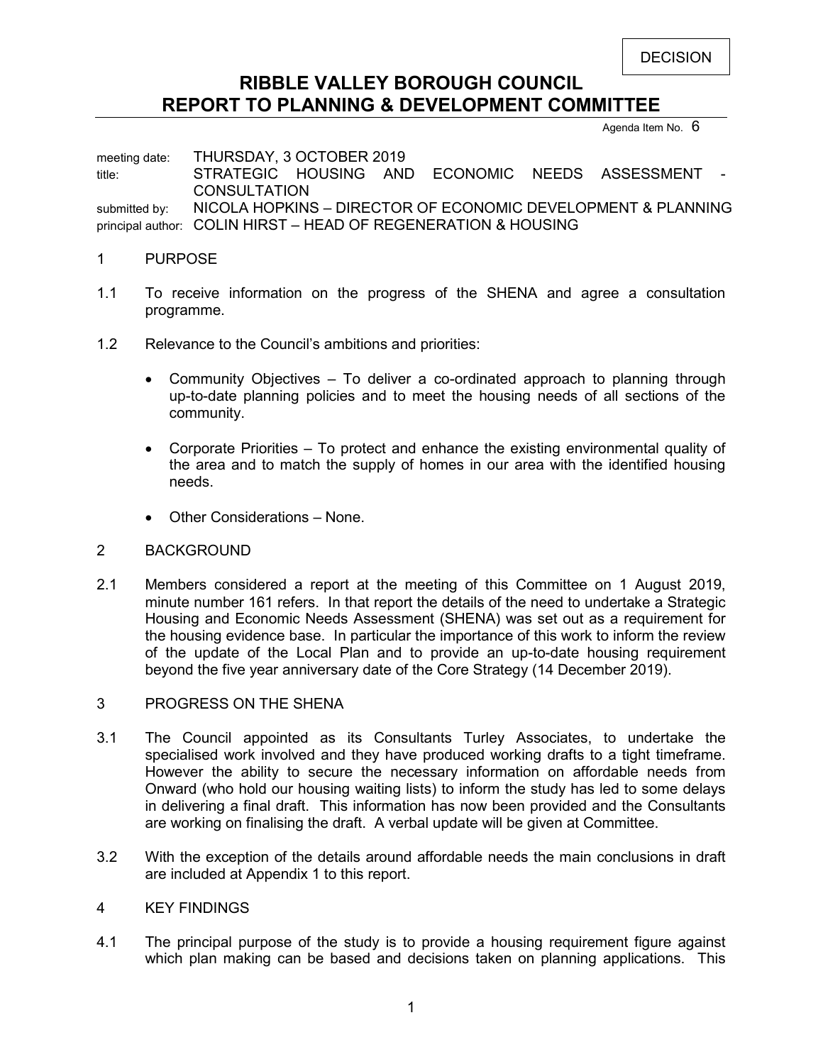DECISION

# RIBBLE VALLEY BOROUGH COUNCIL
# REPORT TO PLANNING & DEVELOPMENT COMMITTEE

Agenda Item No. 6

meeting date: THURSDAY, 3 OCTOBER 2019
title: STRATEGIC HOUSING AND ECONOMIC NEEDS ASSESSMENT - CONSULTATION
submitted by: NICOLA HOPKINS – DIRECTOR OF ECONOMIC DEVELOPMENT & PLANNING
principal author: COLIN HIRST – HEAD OF REGENERATION & HOUSING

## 1 PURPOSE

1.1 To receive information on the progress of the SHENA and agree a consultation programme.

1.2 Relevance to the Council's ambitions and priorities:

- Community Objectives – To deliver a co-ordinated approach to planning through up-to-date planning policies and to meet the housing needs of all sections of the community.
- Corporate Priorities – To protect and enhance the existing environmental quality of the area and to match the supply of homes in our area with the identified housing needs.
- Other Considerations – None.

## 2 BACKGROUND

2.1 Members considered a report at the meeting of this Committee on 1 August 2019, minute number 161 refers. In that report the details of the need to undertake a Strategic Housing and Economic Needs Assessment (SHENA) was set out as a requirement for the housing evidence base. In particular the importance of this work to inform the review of the update of the Local Plan and to provide an up-to-date housing requirement beyond the five year anniversary date of the Core Strategy (14 December 2019).

## 3 PROGRESS ON THE SHENA

3.1 The Council appointed as its Consultants Turley Associates, to undertake the specialised work involved and they have produced working drafts to a tight timeframe. However the ability to secure the necessary information on affordable needs from Onward (who hold our housing waiting lists) to inform the study has led to some delays in delivering a final draft. This information has now been provided and the Consultants are working on finalising the draft. A verbal update will be given at Committee.

3.2 With the exception of the details around affordable needs the main conclusions in draft are included at Appendix 1 to this report.

## 4 KEY FINDINGS

4.1 The principal purpose of the study is to provide a housing requirement figure against which plan making can be based and decisions taken on planning applications. This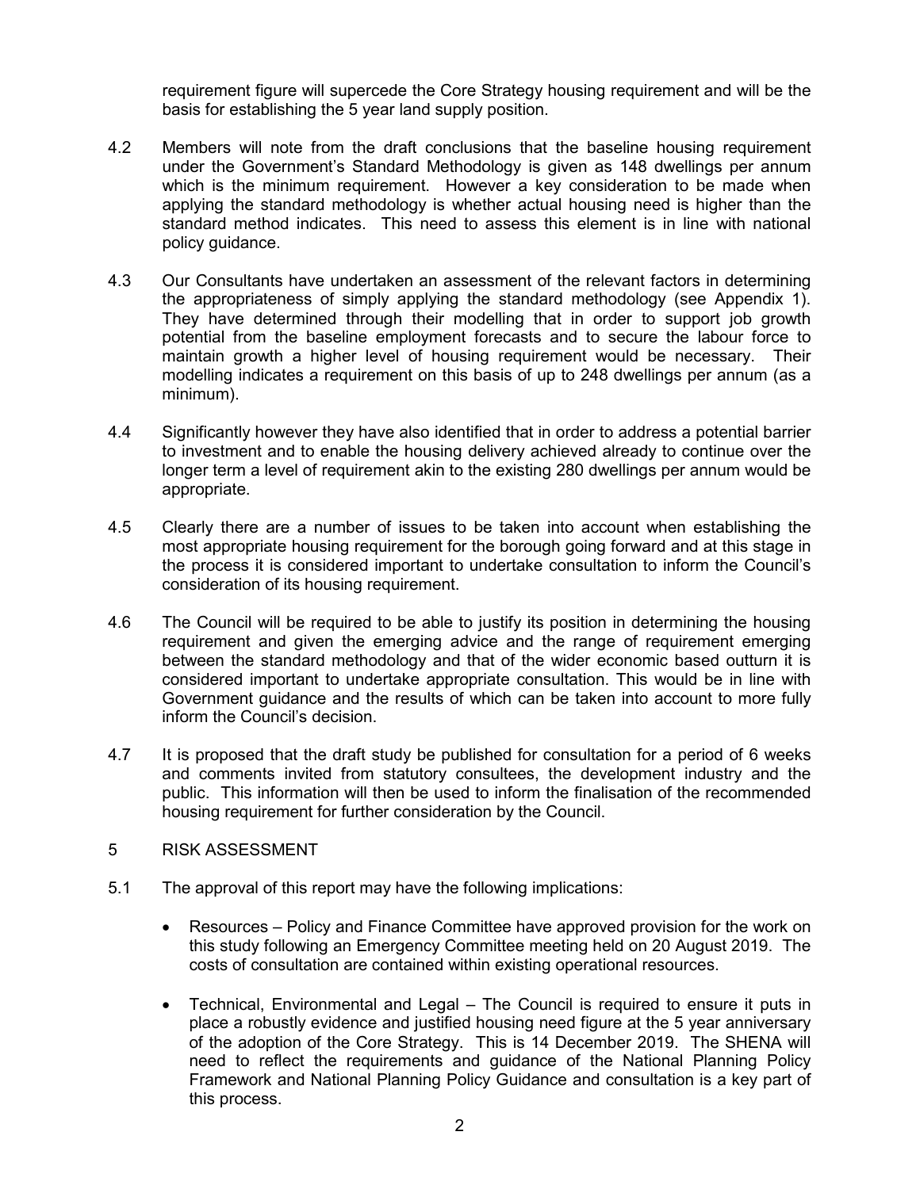requirement figure will supercede the Core Strategy housing requirement and will be the basis for establishing the 5 year land supply position.

4.2 Members will note from the draft conclusions that the baseline housing requirement under the Government's Standard Methodology is given as 148 dwellings per annum which is the minimum requirement. However a key consideration to be made when applying the standard methodology is whether actual housing need is higher than the standard method indicates. This need to assess this element is in line with national policy guidance.

4.3 Our Consultants have undertaken an assessment of the relevant factors in determining the appropriateness of simply applying the standard methodology (see Appendix 1). They have determined through their modelling that in order to support job growth potential from the baseline employment forecasts and to secure the labour force to maintain growth a higher level of housing requirement would be necessary. Their modelling indicates a requirement on this basis of up to 248 dwellings per annum (as a minimum).

4.4 Significantly however they have also identified that in order to address a potential barrier to investment and to enable the housing delivery achieved already to continue over the longer term a level of requirement akin to the existing 280 dwellings per annum would be appropriate.

4.5 Clearly there are a number of issues to be taken into account when establishing the most appropriate housing requirement for the borough going forward and at this stage in the process it is considered important to undertake consultation to inform the Council's consideration of its housing requirement.

4.6 The Council will be required to be able to justify its position in determining the housing requirement and given the emerging advice and the range of requirement emerging between the standard methodology and that of the wider economic based outturn it is considered important to undertake appropriate consultation. This would be in line with Government guidance and the results of which can be taken into account to more fully inform the Council's decision.

4.7 It is proposed that the draft study be published for consultation for a period of 6 weeks and comments invited from statutory consultees, the development industry and the public. This information will then be used to inform the finalisation of the recommended housing requirement for further consideration by the Council.

## 5 RISK ASSESSMENT

5.1 The approval of this report may have the following implications:

- Resources – Policy and Finance Committee have approved provision for the work on this study following an Emergency Committee meeting held on 20 August 2019. The costs of consultation are contained within existing operational resources.

- Technical, Environmental and Legal – The Council is required to ensure it puts in place a robustly evidence and justified housing need figure at the 5 year anniversary of the adoption of the Core Strategy. This is 14 December 2019. The SHENA will need to reflect the requirements and guidance of the National Planning Policy Framework and National Planning Policy Guidance and consultation is a key part of this process.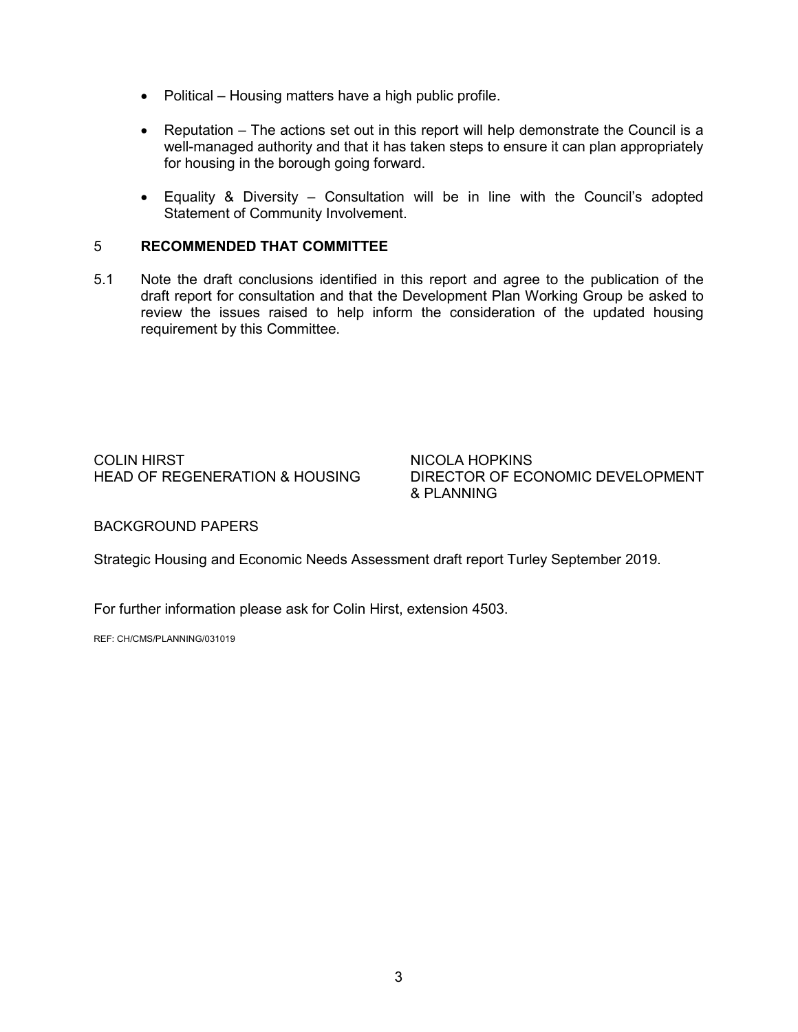- Political – Housing matters have a high public profile.

- Reputation – The actions set out in this report will help demonstrate the Council is a well-managed authority and that it has taken steps to ensure it can plan appropriately for housing in the borough going forward.

- Equality & Diversity – Consultation will be in line with the Council's adopted Statement of Community Involvement.

## 5 RECOMMENDED THAT COMMITTEE

5.1 Note the draft conclusions identified in this report and agree to the publication of the draft report for consultation and that the Development Plan Working Group be asked to review the issues raised to help inform the consideration of the updated housing requirement by this Committee.

COLIN HIRST
HEAD OF REGENERATION & HOUSING

NICOLA HOPKINS
DIRECTOR OF ECONOMIC DEVELOPMENT & PLANNING

BACKGROUND PAPERS

Strategic Housing and Economic Needs Assessment draft report Turley September 2019.

For further information please ask for Colin Hirst, extension 4503.

REF: CH/CMS/PLANNING/031019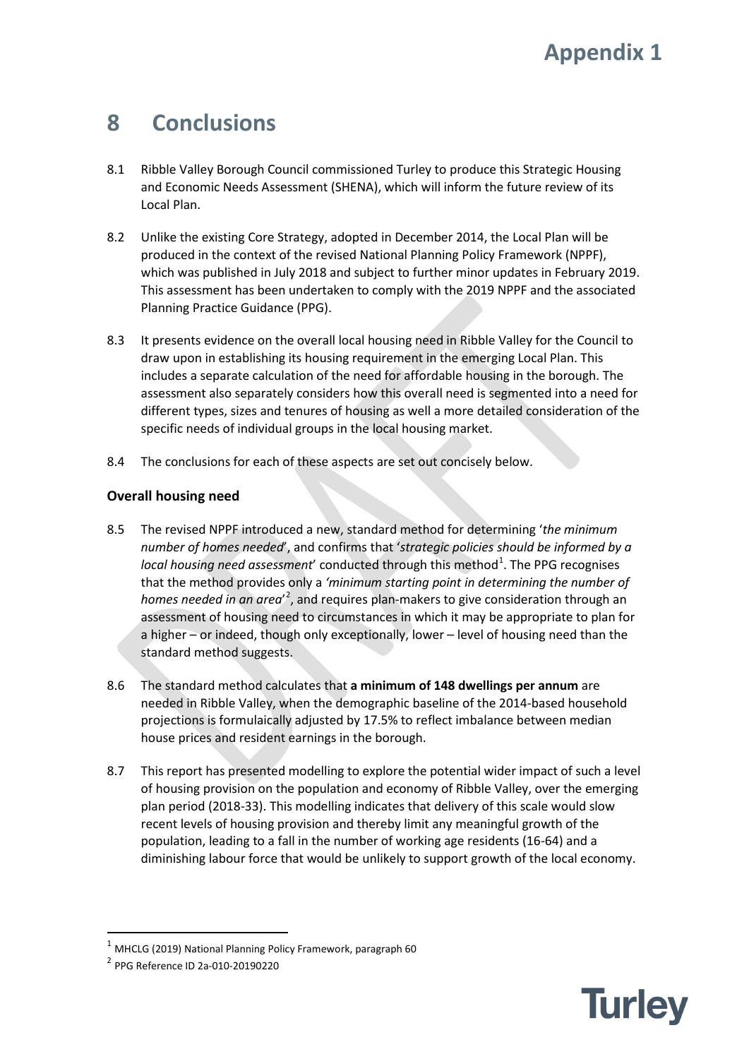# 8 Conclusions

8.1 Ribble Valley Borough Council commissioned Turley to produce this Strategic Housing and Economic Needs Assessment (SHENA), which will inform the future review of its Local Plan.

8.2 Unlike the existing Core Strategy, adopted in December 2014, the Local Plan will be produced in the context of the revised National Planning Policy Framework (NPPF), which was published in July 2018 and subject to further minor updates in February 2019. This assessment has been undertaken to comply with the 2019 NPPF and the associated Planning Practice Guidance (PPG).

8.3 It presents evidence on the overall local housing need in Ribble Valley for the Council to draw upon in establishing its housing requirement in the emerging Local Plan. This includes a separate calculation of the need for affordable housing in the borough. The assessment also separately considers how this overall need is segmented into a need for different types, sizes and tenures of housing as well a more detailed consideration of the specific needs of individual groups in the local housing market.

8.4 The conclusions for each of these aspects are set out concisely below.

### Overall housing need

8.5 The revised NPPF introduced a new, standard method for determining '*the minimum number of homes needed*', and confirms that '*strategic policies should be informed by a local housing need assessment*' conducted through this method[1]. The PPG recognises that the method provides only a *'minimum starting point in determining the number of homes needed in an area*'[2], and requires plan-makers to give consideration through an assessment of housing need to circumstances in which it may be appropriate to plan for a higher – or indeed, though only exceptionally, lower – level of housing need than the standard method suggests.

8.6 The standard method calculates that **a minimum of 148 dwellings per annum** are needed in Ribble Valley, when the demographic baseline of the 2014-based household projections is formulaically adjusted by 17.5% to reflect imbalance between median house prices and resident earnings in the borough.

8.7 This report has presented modelling to explore the potential wider impact of such a level of housing provision on the population and economy of Ribble Valley, over the emerging plan period (2018-33). This modelling indicates that delivery of this scale would slow recent levels of housing provision and thereby limit any meaningful growth of the population, leading to a fall in the number of working age residents (16-64) and a diminishing labour force that would be unlikely to support growth of the local economy.

---

[1] MHCLG (2019) National Planning Policy Framework, paragraph 60

[2] PPG Reference ID 2a-010-20190220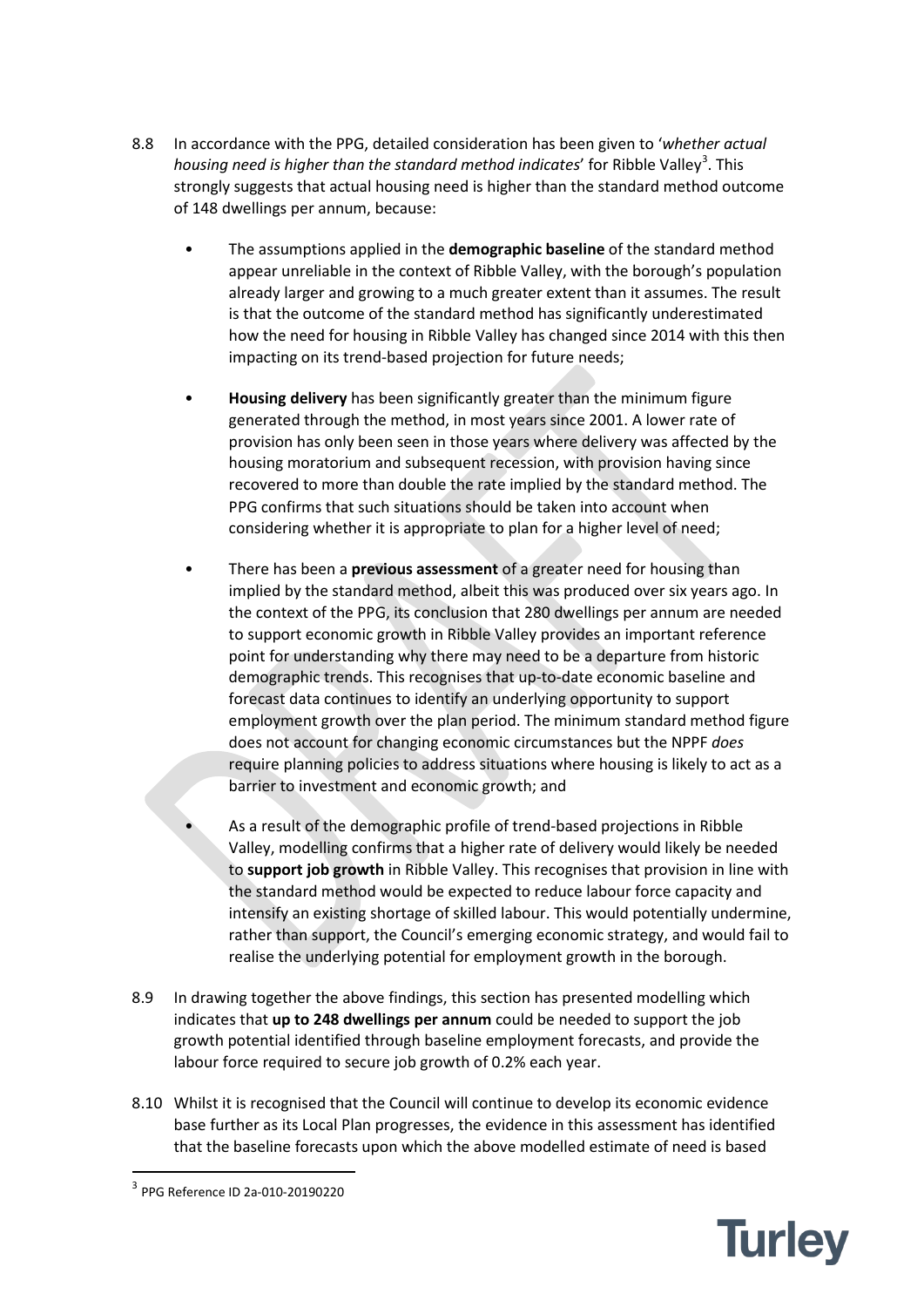8.8 In accordance with the PPG, detailed consideration has been given to '*whether actual housing need is higher than the standard method indicates*' for Ribble Valley[3]. This strongly suggests that actual housing need is higher than the standard method outcome of 148 dwellings per annum, because:

- The assumptions applied in the **demographic baseline** of the standard method appear unreliable in the context of Ribble Valley, with the borough's population already larger and growing to a much greater extent than it assumes. The result is that the outcome of the standard method has significantly underestimated how the need for housing in Ribble Valley has changed since 2014 with this then impacting on its trend-based projection for future needs;

- **Housing delivery** has been significantly greater than the minimum figure generated through the method, in most years since 2001. A lower rate of provision has only been seen in those years where delivery was affected by the housing moratorium and subsequent recession, with provision having since recovered to more than double the rate implied by the standard method. The PPG confirms that such situations should be taken into account when considering whether it is appropriate to plan for a higher level of need;

- There has been a **previous assessment** of a greater need for housing than implied by the standard method, albeit this was produced over six years ago. In the context of the PPG, its conclusion that 280 dwellings per annum are needed to support economic growth in Ribble Valley provides an important reference point for understanding why there may need to be a departure from historic demographic trends. This recognises that up-to-date economic baseline and forecast data continues to identify an underlying opportunity to support employment growth over the plan period. The minimum standard method figure does not account for changing economic circumstances but the NPPF *does* require planning policies to address situations where housing is likely to act as a barrier to investment and economic growth; and

- As a result of the demographic profile of trend-based projections in Ribble Valley, modelling confirms that a higher rate of delivery would likely be needed to **support job growth** in Ribble Valley. This recognises that provision in line with the standard method would be expected to reduce labour force capacity and intensify an existing shortage of skilled labour. This would potentially undermine, rather than support, the Council's emerging economic strategy, and would fail to realise the underlying potential for employment growth in the borough.

8.9 In drawing together the above findings, this section has presented modelling which indicates that **up to 248 dwellings per annum** could be needed to support the job growth potential identified through baseline employment forecasts, and provide the labour force required to secure job growth of 0.2% each year.

8.10 Whilst it is recognised that the Council will continue to develop its economic evidence base further as its Local Plan progresses, the evidence in this assessment has identified that the baseline forecasts upon which the above modelled estimate of need is based

[3] PPG Reference ID 2a-010-20190220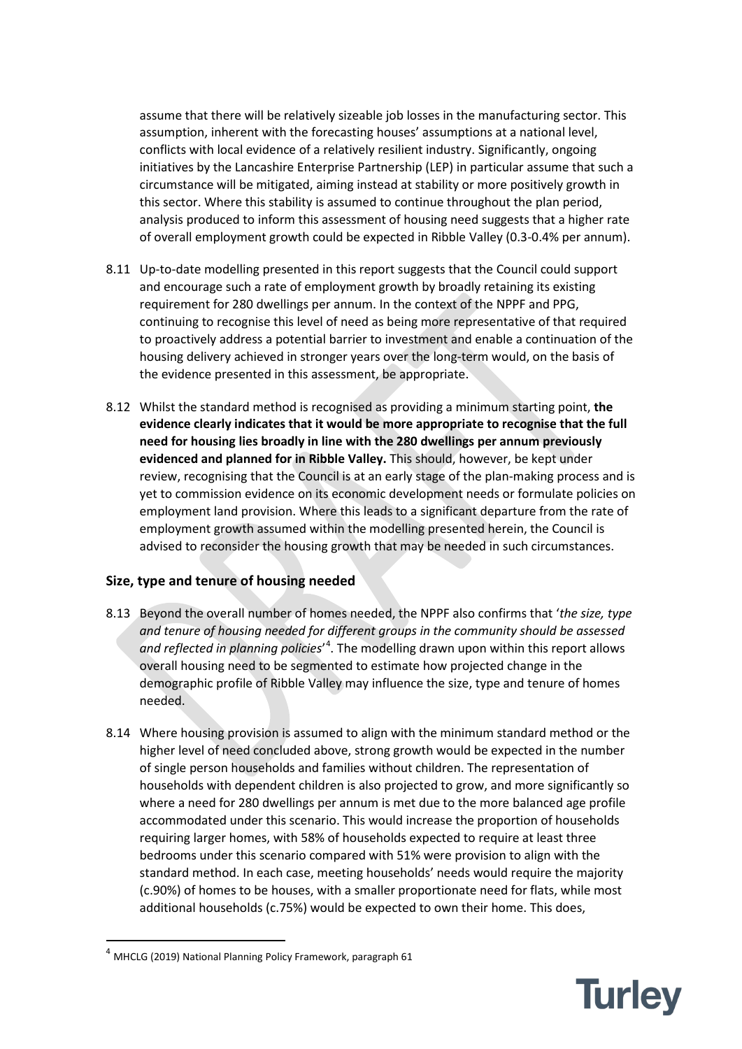assume that there will be relatively sizeable job losses in the manufacturing sector. This assumption, inherent with the forecasting houses' assumptions at a national level, conflicts with local evidence of a relatively resilient industry. Significantly, ongoing initiatives by the Lancashire Enterprise Partnership (LEP) in particular assume that such a circumstance will be mitigated, aiming instead at stability or more positively growth in this sector. Where this stability is assumed to continue throughout the plan period, analysis produced to inform this assessment of housing need suggests that a higher rate of overall employment growth could be expected in Ribble Valley (0.3-0.4% per annum).

8.11 Up-to-date modelling presented in this report suggests that the Council could support and encourage such a rate of employment growth by broadly retaining its existing requirement for 280 dwellings per annum. In the context of the NPPF and PPG, continuing to recognise this level of need as being more representative of that required to proactively address a potential barrier to investment and enable a continuation of the housing delivery achieved in stronger years over the long-term would, on the basis of the evidence presented in this assessment, be appropriate.

8.12 Whilst the standard method is recognised as providing a minimum starting point, **the evidence clearly indicates that it would be more appropriate to recognise that the full need for housing lies broadly in line with the 280 dwellings per annum previously evidenced and planned for in Ribble Valley.** This should, however, be kept under review, recognising that the Council is at an early stage of the plan-making process and is yet to commission evidence on its economic development needs or formulate policies on employment land provision. Where this leads to a significant departure from the rate of employment growth assumed within the modelling presented herein, the Council is advised to reconsider the housing growth that may be needed in such circumstances.

## Size, type and tenure of housing needed

8.13 Beyond the overall number of homes needed, the NPPF also confirms that '*the size, type and tenure of housing needed for different groups in the community should be assessed and reflected in planning policies*'[4]. The modelling drawn upon within this report allows overall housing need to be segmented to estimate how projected change in the demographic profile of Ribble Valley may influence the size, type and tenure of homes needed.

8.14 Where housing provision is assumed to align with the minimum standard method or the higher level of need concluded above, strong growth would be expected in the number of single person households and families without children. The representation of households with dependent children is also projected to grow, and more significantly so where a need for 280 dwellings per annum is met due to the more balanced age profile accommodated under this scenario. This would increase the proportion of households requiring larger homes, with 58% of households expected to require at least three bedrooms under this scenario compared with 51% were provision to align with the standard method. In each case, meeting households' needs would require the majority (c.90%) of homes to be houses, with a smaller proportionate need for flats, while most additional households (c.75%) would be expected to own their home. This does,

[4] MHCLG (2019) National Planning Policy Framework, paragraph 61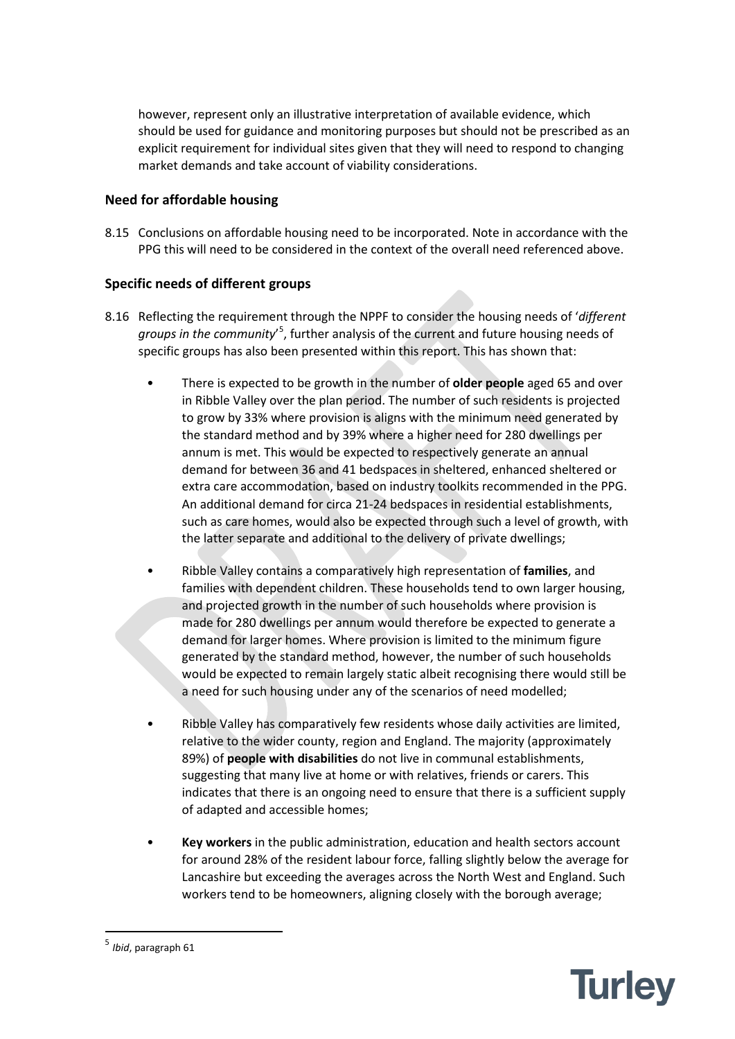however, represent only an illustrative interpretation of available evidence, which should be used for guidance and monitoring purposes but should not be prescribed as an explicit requirement for individual sites given that they will need to respond to changing market demands and take account of viability considerations.

### Need for affordable housing

8.15 Conclusions on affordable housing need to be incorporated. Note in accordance with the PPG this will need to be considered in the context of the overall need referenced above.

### Specific needs of different groups

8.16 Reflecting the requirement through the NPPF to consider the housing needs of '*different groups in the community*'[5], further analysis of the current and future housing needs of specific groups has also been presented within this report. This has shown that:

- There is expected to be growth in the number of **older people** aged 65 and over in Ribble Valley over the plan period. The number of such residents is projected to grow by 33% where provision is aligns with the minimum need generated by the standard method and by 39% where a higher need for 280 dwellings per annum is met. This would be expected to respectively generate an annual demand for between 36 and 41 bedspaces in sheltered, enhanced sheltered or extra care accommodation, based on industry toolkits recommended in the PPG. An additional demand for circa 21-24 bedspaces in residential establishments, such as care homes, would also be expected through such a level of growth, with the latter separate and additional to the delivery of private dwellings;

- Ribble Valley contains a comparatively high representation of **families**, and families with dependent children. These households tend to own larger housing, and projected growth in the number of such households where provision is made for 280 dwellings per annum would therefore be expected to generate a demand for larger homes. Where provision is limited to the minimum figure generated by the standard method, however, the number of such households would be expected to remain largely static albeit recognising there would still be a need for such housing under any of the scenarios of need modelled;

- Ribble Valley has comparatively few residents whose daily activities are limited, relative to the wider county, region and England. The majority (approximately 89%) of **people with disabilities** do not live in communal establishments, suggesting that many live at home or with relatives, friends or carers. This indicates that there is an ongoing need to ensure that there is a sufficient supply of adapted and accessible homes;

- **Key workers** in the public administration, education and health sectors account for around 28% of the resident labour force, falling slightly below the average for Lancashire but exceeding the averages across the North West and England. Such workers tend to be homeowners, aligning closely with the borough average;

---

[5] *Ibid*, paragraph 61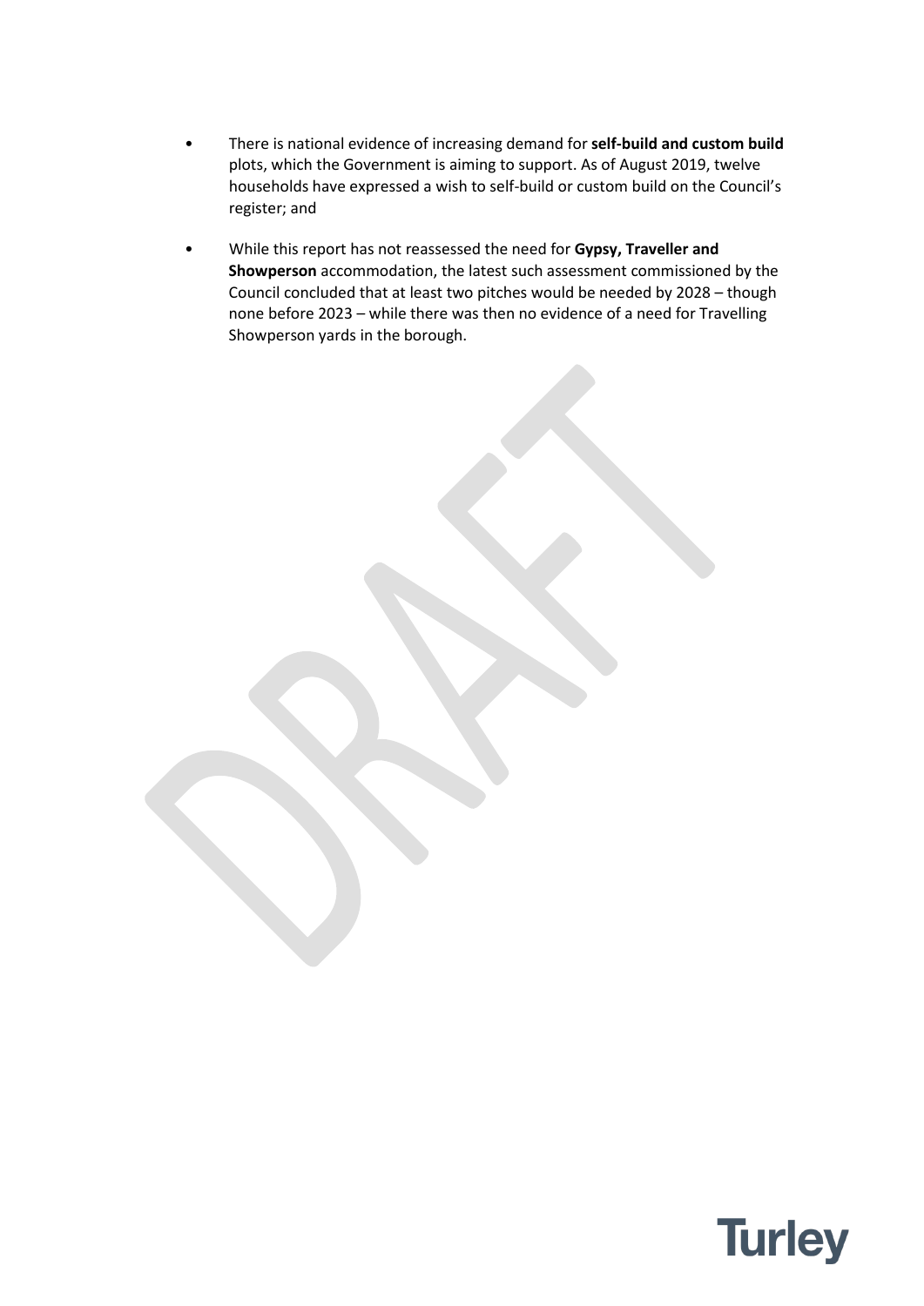- There is national evidence of increasing demand for **self-build and custom build** plots, which the Government is aiming to support. As of August 2019, twelve households have expressed a wish to self-build or custom build on the Council's register; and
- While this report has not reassessed the need for **Gypsy, Traveller and Showperson** accommodation, the latest such assessment commissioned by the Council concluded that at least two pitches would be needed by 2028 – though none before 2023 – while there was then no evidence of a need for Travelling Showperson yards in the borough.